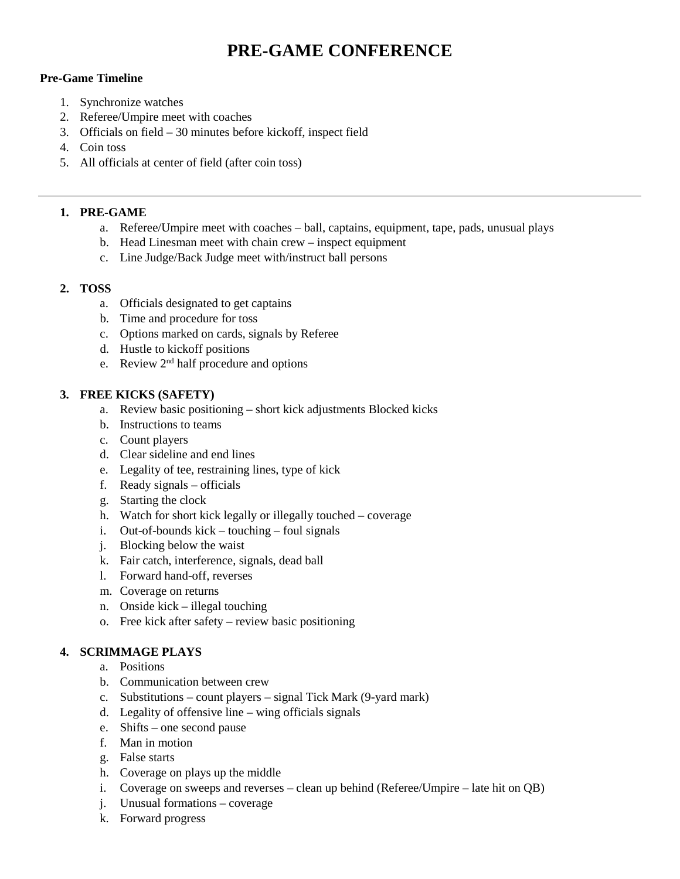# PRE-GAME CONFERENCE

**Pre-Game Timeline**

1. Synchronize watches
2. Referee/Umpire meet with coaches
3. Officials on field – 30 minutes before kickoff, inspect field
4. Coin toss
5. All officials at center of field (after coin toss)

---

**1. PRE-GAME**

a. Referee/Umpire meet with coaches – ball, captains, equipment, tape, pads, unusual plays
b. Head Linesman meet with chain crew – inspect equipment
c. Line Judge/Back Judge meet with/instruct ball persons

**2. TOSS**

a. Officials designated to get captains
b. Time and procedure for toss
c. Options marked on cards, signals by Referee
d. Hustle to kickoff positions
e. Review 2nd half procedure and options

**3. FREE KICKS (SAFETY)**

a. Review basic positioning – short kick adjustments Blocked kicks
b. Instructions to teams
c. Count players
d. Clear sideline and end lines
e. Legality of tee, restraining lines, type of kick
f. Ready signals – officials
g. Starting the clock
h. Watch for short kick legally or illegally touched – coverage
i. Out-of-bounds kick – touching – foul signals
j. Blocking below the waist
k. Fair catch, interference, signals, dead ball
l. Forward hand-off, reverses
m. Coverage on returns
n. Onside kick – illegal touching
o. Free kick after safety – review basic positioning

**4. SCRIMMAGE PLAYS**

a. Positions
b. Communication between crew
c. Substitutions – count players – signal Tick Mark (9-yard mark)
d. Legality of offensive line – wing officials signals
e. Shifts – one second pause
f. Man in motion
g. False starts
h. Coverage on plays up the middle
i. Coverage on sweeps and reverses – clean up behind (Referee/Umpire – late hit on QB)
j. Unusual formations – coverage
k. Forward progress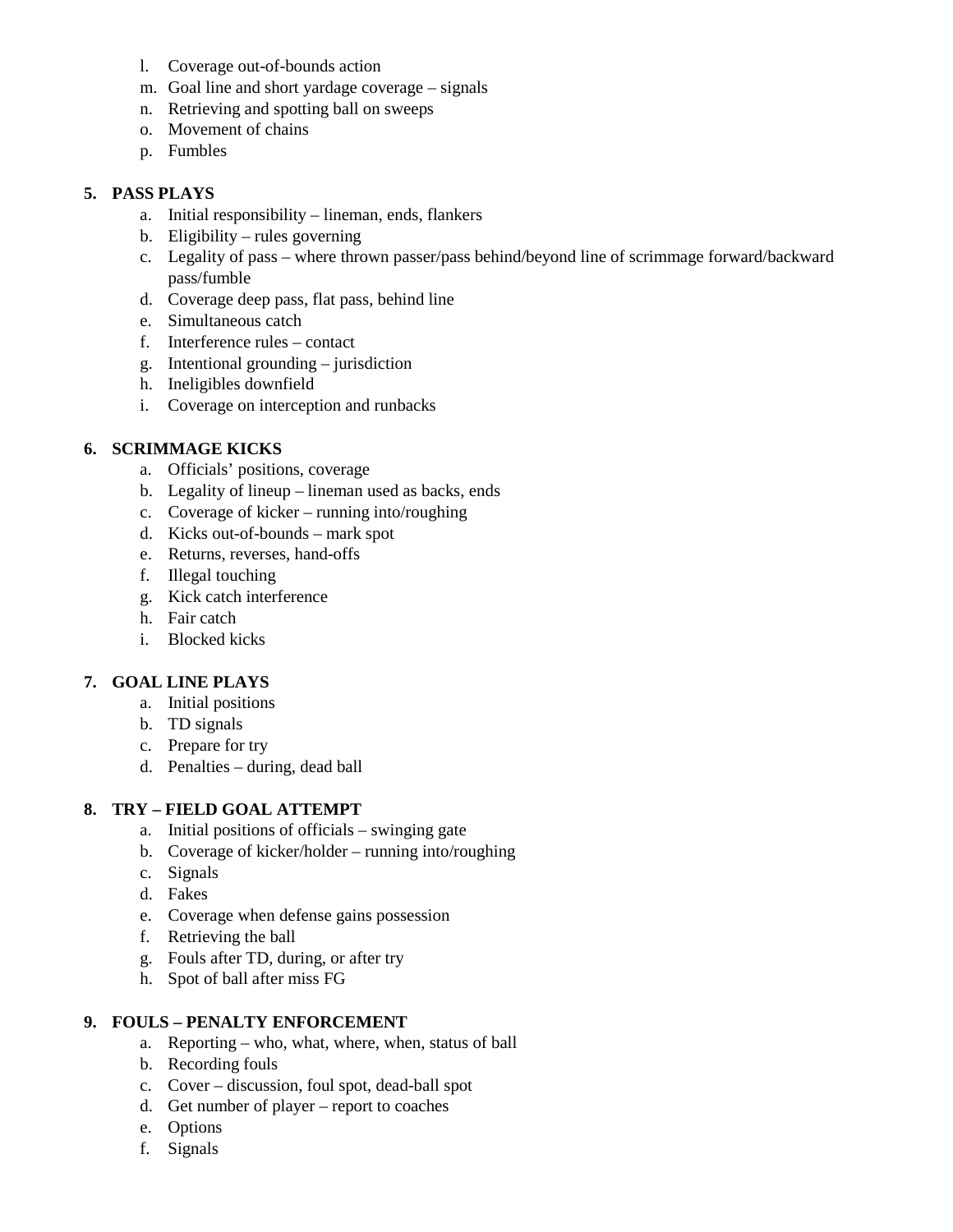l. Coverage out-of-bounds action
m. Goal line and short yardage coverage – signals
n. Retrieving and spotting ball on sweeps
o. Movement of chains
p. Fumbles

**5. PASS PLAYS**

a. Initial responsibility – lineman, ends, flankers
b. Eligibility – rules governing
c. Legality of pass – where thrown passer/pass behind/beyond line of scrimmage forward/backward pass/fumble
d. Coverage deep pass, flat pass, behind line
e. Simultaneous catch
f. Interference rules – contact
g. Intentional grounding – jurisdiction
h. Ineligibles downfield
i. Coverage on interception and runbacks

**6. SCRIMMAGE KICKS**

a. Officials' positions, coverage
b. Legality of lineup – lineman used as backs, ends
c. Coverage of kicker – running into/roughing
d. Kicks out-of-bounds – mark spot
e. Returns, reverses, hand-offs
f. Illegal touching
g. Kick catch interference
h. Fair catch
i. Blocked kicks

**7. GOAL LINE PLAYS**

a. Initial positions
b. TD signals
c. Prepare for try
d. Penalties – during, dead ball

**8. TRY – FIELD GOAL ATTEMPT**

a. Initial positions of officials – swinging gate
b. Coverage of kicker/holder – running into/roughing
c. Signals
d. Fakes
e. Coverage when defense gains possession
f. Retrieving the ball
g. Fouls after TD, during, or after try
h. Spot of ball after miss FG

**9. FOULS – PENALTY ENFORCEMENT**

a. Reporting – who, what, where, when, status of ball
b. Recording fouls
c. Cover – discussion, foul spot, dead-ball spot
d. Get number of player – report to coaches
e. Options
f. Signals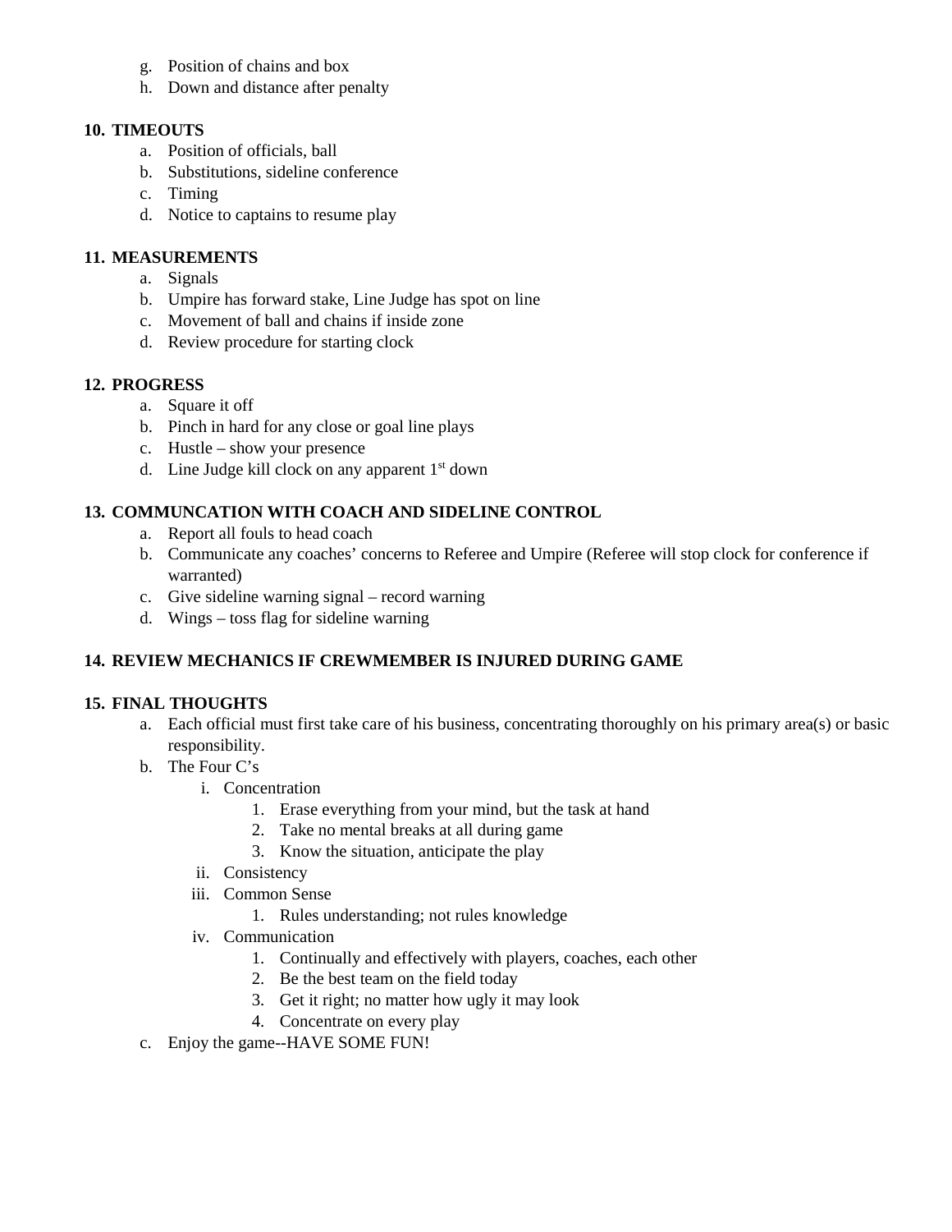g. Position of chains and box
h. Down and distance after penalty

**10. TIMEOUTS**

a. Position of officials, ball
b. Substitutions, sideline conference
c. Timing
d. Notice to captains to resume play

**11. MEASUREMENTS**

a. Signals
b. Umpire has forward stake, Line Judge has spot on line
c. Movement of ball and chains if inside zone
d. Review procedure for starting clock

**12. PROGRESS**

a. Square it off
b. Pinch in hard for any close or goal line plays
c. Hustle – show your presence
d. Line Judge kill clock on any apparent 1st down

**13. COMMUNCATION WITH COACH AND SIDELINE CONTROL**

a. Report all fouls to head coach
b. Communicate any coaches' concerns to Referee and Umpire (Referee will stop clock for conference if warranted)
c. Give sideline warning signal – record warning
d. Wings – toss flag for sideline warning

**14. REVIEW MECHANICS IF CREWMEMBER IS INJURED DURING GAME**

**15. FINAL THOUGHTS**

a. Each official must first take care of his business, concentrating thoroughly on his primary area(s) or basic responsibility.
b. The Four C's
   i. Concentration
      1. Erase everything from your mind, but the task at hand
      2. Take no mental breaks at all during game
      3. Know the situation, anticipate the play
   ii. Consistency
   iii. Common Sense
      1. Rules understanding; not rules knowledge
   iv. Communication
      1. Continually and effectively with players, coaches, each other
      2. Be the best team on the field today
      3. Get it right; no matter how ugly it may look
      4. Concentrate on every play
c. Enjoy the game--HAVE SOME FUN!